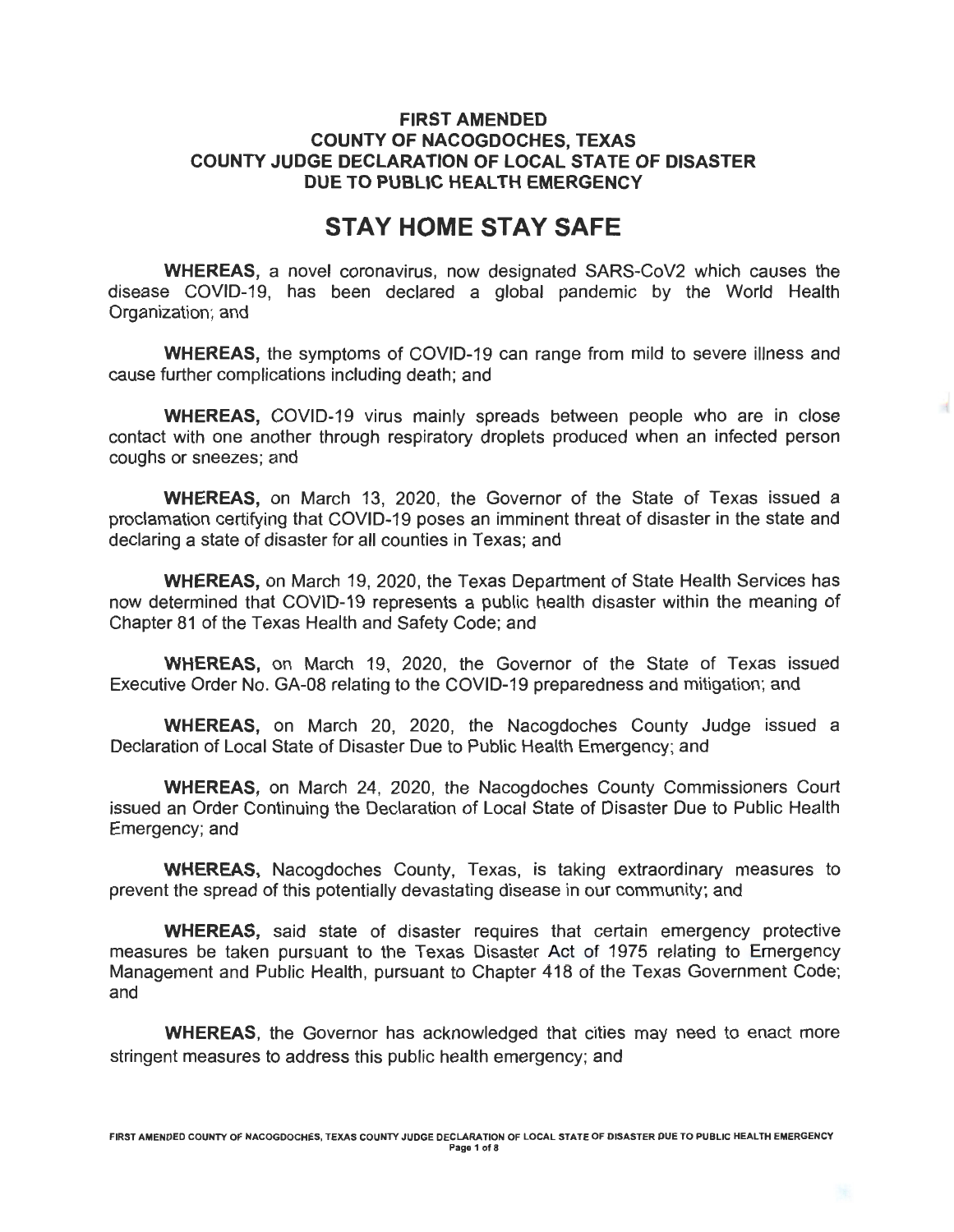# FIRST AMENDED
# COUNTY OF NACOGDOCHES, TEXAS
# COUNTY JUDGE DECLARATION OF LOCAL STATE OF DISASTER
# DUE TO PUBLIC HEALTH EMERGENCY

## STAY HOME STAY SAFE

**WHEREAS,** a novel coronavirus, now designated SARS-CoV2 which causes the disease COVID-19, has been declared a global pandemic by the World Health Organization; and

**WHEREAS,** the symptoms of COVID-19 can range from mild to severe illness and cause further complications including death; and

**WHEREAS,** COVID-19 virus mainly spreads between people who are in close contact with one another through respiratory droplets produced when an infected person coughs or sneezes; and

**WHEREAS,** on March 13, 2020, the Governor of the State of Texas issued a proclamation certifying that COVID-19 poses an imminent threat of disaster in the state and declaring a state of disaster for all counties in Texas; and

**WHEREAS,** on March 19, 2020, the Texas Department of State Health Services has now determined that COVID-19 represents a public health disaster within the meaning of Chapter 81 of the Texas Health and Safety Code; and

**WHEREAS,** on March 19, 2020, the Governor of the State of Texas issued Executive Order No. GA-08 relating to the COVID-19 preparedness and mitigation; and

**WHEREAS,** on March 20, 2020, the Nacogdoches County Judge issued a Declaration of Local State of Disaster Due to Public Health Emergency; and

**WHEREAS,** on March 24, 2020, the Nacogdoches County Commissioners Court issued an Order Continuing the Declaration of Local State of Disaster Due to Public Health Emergency; and

**WHEREAS,** Nacogdoches County, Texas, is taking extraordinary measures to prevent the spread of this potentially devastating disease in our community; and

**WHEREAS,** said state of disaster requires that certain emergency protective measures be taken pursuant to the Texas Disaster Act of 1975 relating to Emergency Management and Public Health, pursuant to Chapter 418 of the Texas Government Code; and

**WHEREAS**, the Governor has acknowledged that cities may need to enact more stringent measures to address this public health emergency; and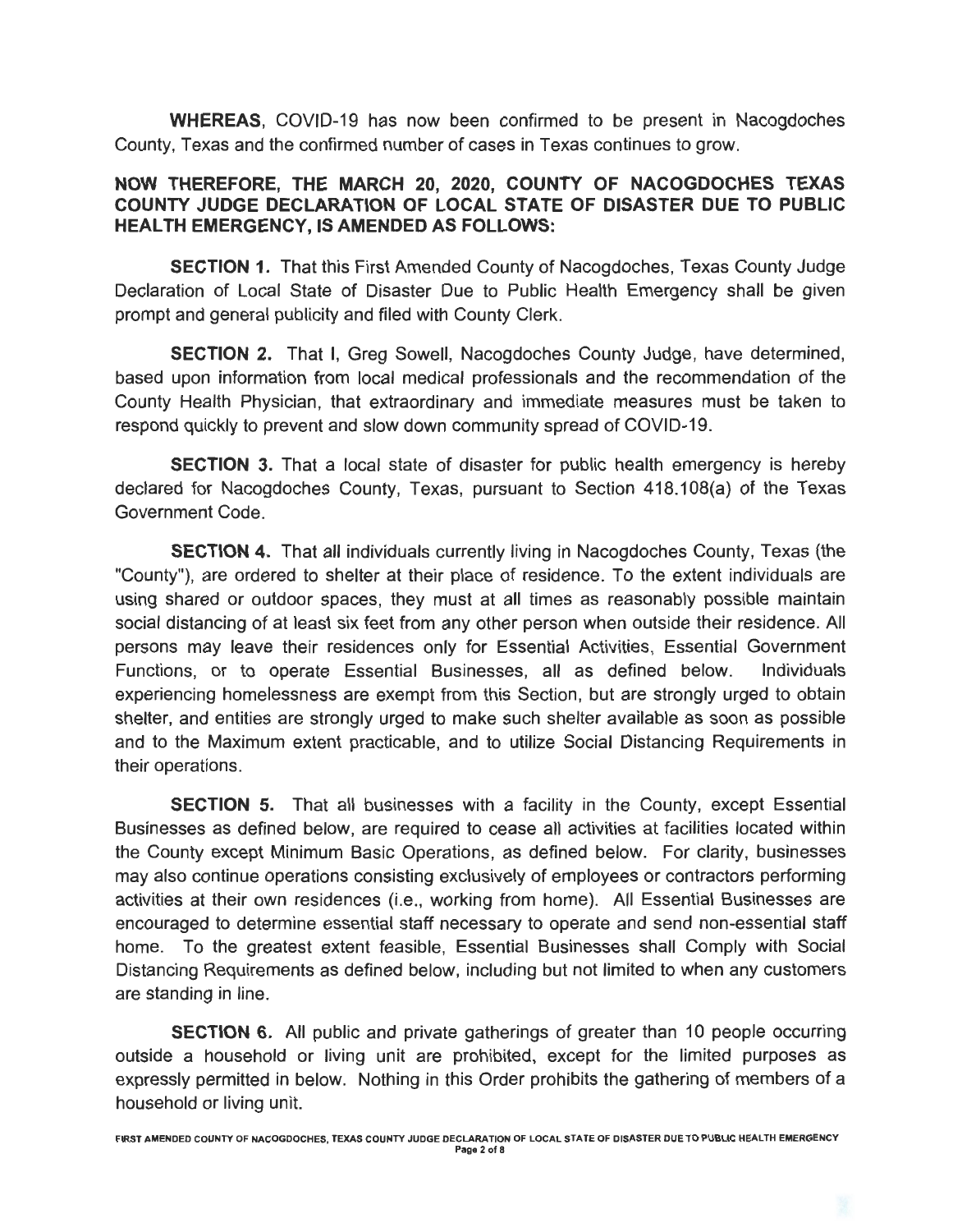**WHEREAS**, COVID-19 has now been confirmed to be present in Nacogdoches County, Texas and the confirmed number of cases in Texas continues to grow.

**NOW THEREFORE, THE MARCH 20, 2020, COUNTY OF NACOGDOCHES TEXAS COUNTY JUDGE DECLARATION OF LOCAL STATE OF DISASTER DUE TO PUBLIC HEALTH EMERGENCY, IS AMENDED AS FOLLOWS:**

**SECTION 1.** That this First Amended County of Nacogdoches, Texas County Judge Declaration of Local State of Disaster Due to Public Health Emergency shall be given prompt and general publicity and filed with County Clerk.

**SECTION 2.** That I, Greg Sowell, Nacogdoches County Judge, have determined, based upon information from local medical professionals and the recommendation of the County Health Physician, that extraordinary and immediate measures must be taken to respond quickly to prevent and slow down community spread of COVID-19.

**SECTION 3.** That a local state of disaster for public health emergency is hereby declared for Nacogdoches County, Texas, pursuant to Section 418.108(a) of the Texas Government Code.

**SECTION 4.** That all individuals currently living in Nacogdoches County, Texas (the "County"), are ordered to shelter at their place of residence. To the extent individuals are using shared or outdoor spaces, they must at all times as reasonably possible maintain social distancing of at least six feet from any other person when outside their residence. All persons may leave their residences only for Essential Activities, Essential Government Functions, or to operate Essential Businesses, all as defined below. Individuals experiencing homelessness are exempt from this Section, but are strongly urged to obtain shelter, and entities are strongly urged to make such shelter available as soon as possible and to the Maximum extent practicable, and to utilize Social Distancing Requirements in their operations.

**SECTION 5.** That all businesses with a facility in the County, except Essential Businesses as defined below, are required to cease all activities at facilities located within the County except Minimum Basic Operations, as defined below. For clarity, businesses may also continue operations consisting exclusively of employees or contractors performing activities at their own residences (i.e., working from home). All Essential Businesses are encouraged to determine essential staff necessary to operate and send non-essential staff home. To the greatest extent feasible, Essential Businesses shall Comply with Social Distancing Requirements as defined below, including but not limited to when any customers are standing in line.

**SECTION 6.** All public and private gatherings of greater than 10 people occurring outside a household or living unit are prohibited, except for the limited purposes as expressly permitted in below. Nothing in this Order prohibits the gathering of members of a household or living unit.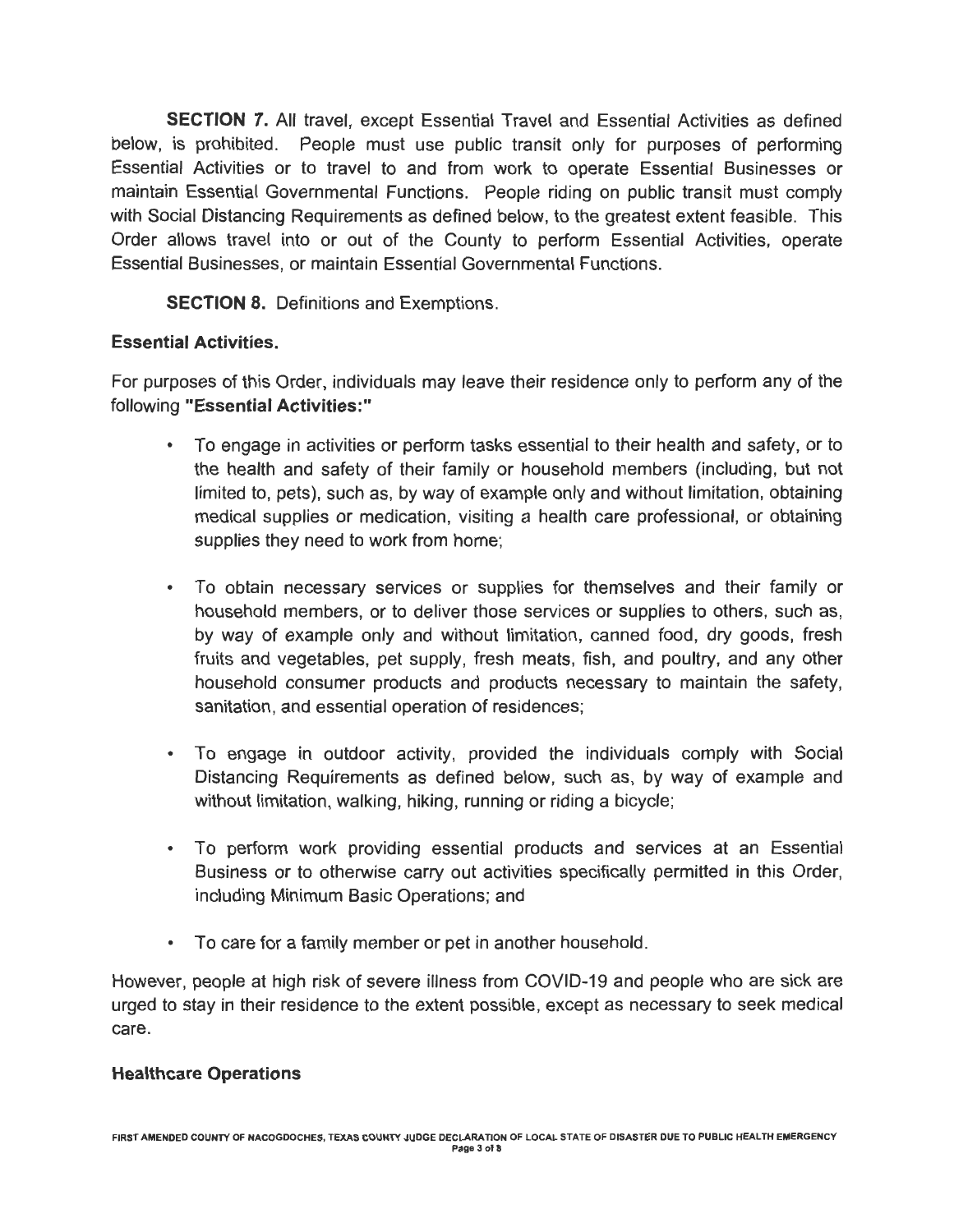**SECTION 7.** All travel, except Essential Travel and Essential Activities as defined below, is prohibited. People must use public transit only for purposes of performing Essential Activities or to travel to and from work to operate Essential Businesses or maintain Essential Governmental Functions. People riding on public transit must comply with Social Distancing Requirements as defined below, to the greatest extent feasible. This Order allows travel into or out of the County to perform Essential Activities, operate Essential Businesses, or maintain Essential Governmental Functions.

**SECTION 8.** Definitions and Exemptions.

**Essential Activities.**

For purposes of this Order, individuals may leave their residence only to perform any of the following **"Essential Activities:"**

- To engage in activities or perform tasks essential to their health and safety, or to the health and safety of their family or household members (including, but not limited to, pets), such as, by way of example only and without limitation, obtaining medical supplies or medication, visiting a health care professional, or obtaining supplies they need to work from home;
- To obtain necessary services or supplies for themselves and their family or household members, or to deliver those services or supplies to others, such as, by way of example only and without limitation, canned food, dry goods, fresh fruits and vegetables, pet supply, fresh meats, fish, and poultry, and any other household consumer products and products necessary to maintain the safety, sanitation, and essential operation of residences;
- To engage in outdoor activity, provided the individuals comply with Social Distancing Requirements as defined below, such as, by way of example and without limitation, walking, hiking, running or riding a bicycle;
- To perform work providing essential products and services at an Essential Business or to otherwise carry out activities specifically permitted in this Order, including Minimum Basic Operations; and
- To care for a family member or pet in another household.

However, people at high risk of severe illness from COVID-19 and people who are sick are urged to stay in their residence to the extent possible, except as necessary to seek medical care.

**Healthcare Operations**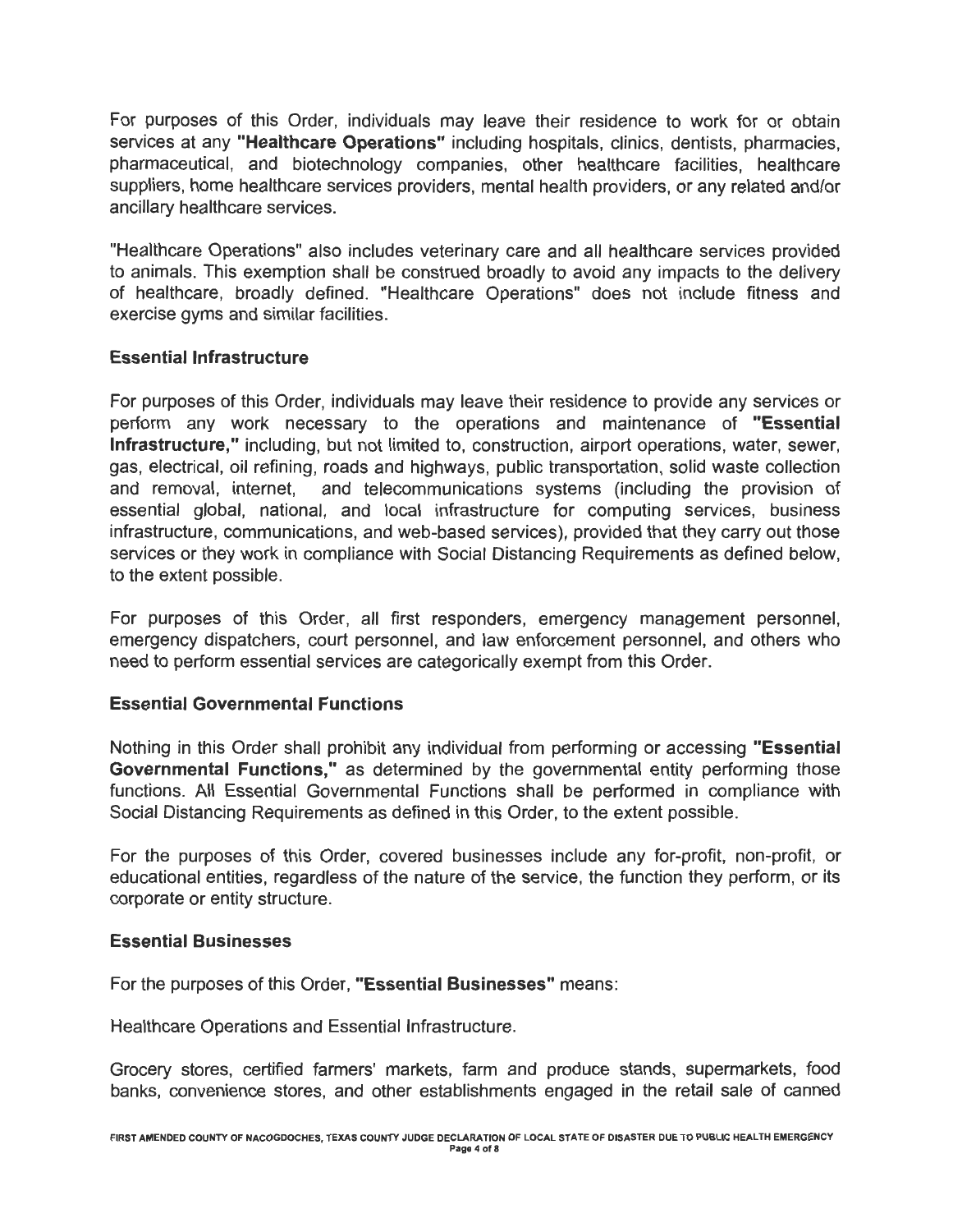For purposes of this Order, individuals may leave their residence to work for or obtain services at any **"Healthcare Operations"** including hospitals, clinics, dentists, pharmacies, pharmaceutical, and biotechnology companies, other healthcare facilities, healthcare suppliers, home healthcare services providers, mental health providers, or any related and/or ancillary healthcare services.

"Healthcare Operations" also includes veterinary care and all healthcare services provided to animals. This exemption shall be construed broadly to avoid any impacts to the delivery of healthcare, broadly defined. "Healthcare Operations" does not include fitness and exercise gyms and similar facilities.

**Essential Infrastructure**

For purposes of this Order, individuals may leave their residence to provide any services or perform any work necessary to the operations and maintenance of **"Essential Infrastructure,"** including, but not limited to, construction, airport operations, water, sewer, gas, electrical, oil refining, roads and highways, public transportation, solid waste collection and removal, internet, and telecommunications systems (including the provision of essential global, national, and local infrastructure for computing services, business infrastructure, communications, and web-based services), provided that they carry out those services or they work in compliance with Social Distancing Requirements as defined below, to the extent possible.

For purposes of this Order, all first responders, emergency management personnel, emergency dispatchers, court personnel, and law enforcement personnel, and others who need to perform essential services are categorically exempt from this Order.

**Essential Governmental Functions**

Nothing in this Order shall prohibit any individual from performing or accessing **"Essential Governmental Functions,"** as determined by the governmental entity performing those functions. All Essential Governmental Functions shall be performed in compliance with Social Distancing Requirements as defined in this Order, to the extent possible.

For the purposes of this Order, covered businesses include any for-profit, non-profit, or educational entities, regardless of the nature of the service, the function they perform, or its corporate or entity structure.

**Essential Businesses**

For the purposes of this Order, **"Essential Businesses"** means:

Healthcare Operations and Essential Infrastructure.

Grocery stores, certified farmers' markets, farm and produce stands, supermarkets, food banks, convenience stores, and other establishments engaged in the retail sale of canned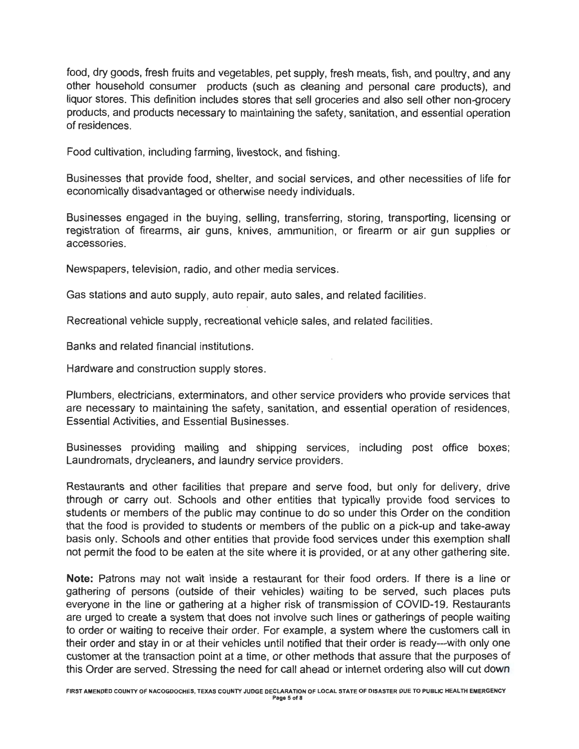food, dry goods, fresh fruits and vegetables, pet supply, fresh meats, fish, and poultry, and any other household consumer products (such as cleaning and personal care products), and liquor stores. This definition includes stores that sell groceries and also sell other non-grocery products, and products necessary to maintaining the safety, sanitation, and essential operation of residences.

Food cultivation, including farming, livestock, and fishing.

Businesses that provide food, shelter, and social services, and other necessities of life for economically disadvantaged or otherwise needy individuals.

Businesses engaged in the buying, selling, transferring, storing, transporting, licensing or registration of firearms, air guns, knives, ammunition, or firearm or air gun supplies or accessories.

Newspapers, television, radio, and other media services.

Gas stations and auto supply, auto repair, auto sales, and related facilities.

Recreational vehicle supply, recreational vehicle sales, and related facilities.

Banks and related financial institutions.

Hardware and construction supply stores.

Plumbers, electricians, exterminators, and other service providers who provide services that are necessary to maintaining the safety, sanitation, and essential operation of residences, Essential Activities, and Essential Businesses.

Businesses providing mailing and shipping services, including post office boxes; Laundromats, drycleaners, and laundry service providers.

Restaurants and other facilities that prepare and serve food, but only for delivery, drive through or carry out. Schools and other entities that typically provide food services to students or members of the public may continue to do so under this Order on the condition that the food is provided to students or members of the public on a pick-up and take-away basis only. Schools and other entities that provide food services under this exemption shall not permit the food to be eaten at the site where it is provided, or at any other gathering site.

**Note:** Patrons may not wait inside a restaurant for their food orders. If there is a line or gathering of persons (outside of their vehicles) waiting to be served, such places puts everyone in the line or gathering at a higher risk of transmission of COVID-19. Restaurants are urged to create a system that does not involve such lines or gatherings of people waiting to order or waiting to receive their order. For example, a system where the customers call in their order and stay in or at their vehicles until notified that their order is ready---with only one customer at the transaction point at a time, or other methods that assure that the purposes of this Order are served. Stressing the need for call ahead or internet ordering also will cut down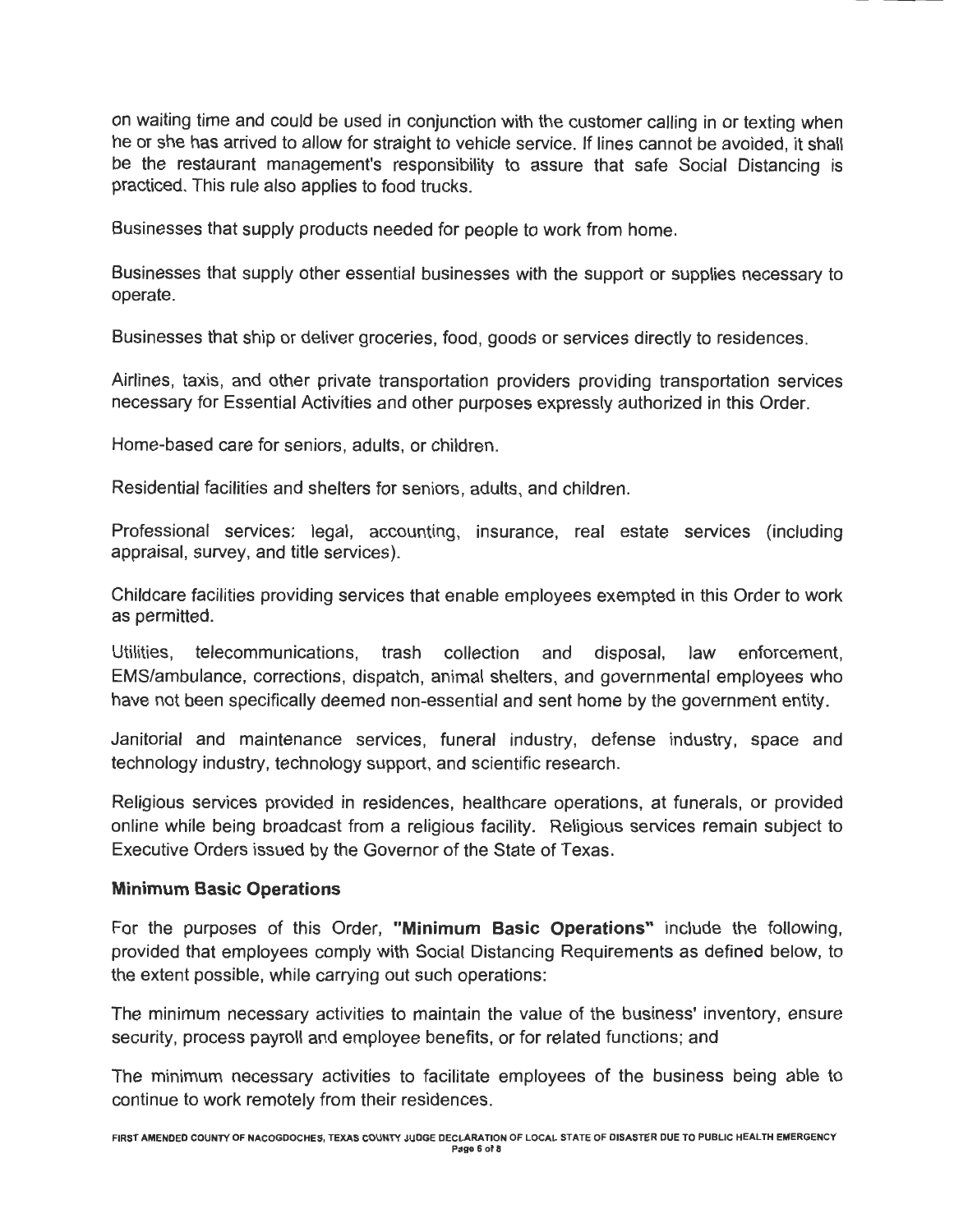on waiting time and could be used in conjunction with the customer calling in or texting when he or she has arrived to allow for straight to vehicle service. If lines cannot be avoided, it shall be the restaurant management's responsibility to assure that safe Social Distancing is practiced. This rule also applies to food trucks.

Businesses that supply products needed for people to work from home.

Businesses that supply other essential businesses with the support or supplies necessary to operate.

Businesses that ship or deliver groceries, food, goods or services directly to residences.

Airlines, taxis, and other private transportation providers providing transportation services necessary for Essential Activities and other purposes expressly authorized in this Order.

Home-based care for seniors, adults, or children.

Residential facilities and shelters for seniors, adults, and children.

Professional services: legal, accounting, insurance, real estate services (including appraisal, survey, and title services).

Childcare facilities providing services that enable employees exempted in this Order to work as permitted.

Utilities, telecommunications, trash collection and disposal, law enforcement, EMS/ambulance, corrections, dispatch, animal shelters, and governmental employees who have not been specifically deemed non-essential and sent home by the government entity.

Janitorial and maintenance services, funeral industry, defense industry, space and technology industry, technology support, and scientific research.

Religious services provided in residences, healthcare operations, at funerals, or provided online while being broadcast from a religious facility. Religious services remain subject to Executive Orders issued by the Governor of the State of Texas.

**Minimum Basic Operations**

For the purposes of this Order, **"Minimum Basic Operations"** include the following, provided that employees comply with Social Distancing Requirements as defined below, to the extent possible, while carrying out such operations:

The minimum necessary activities to maintain the value of the business' inventory, ensure security, process payroll and employee benefits, or for related functions; and

The minimum necessary activities to facilitate employees of the business being able to continue to work remotely from their residences.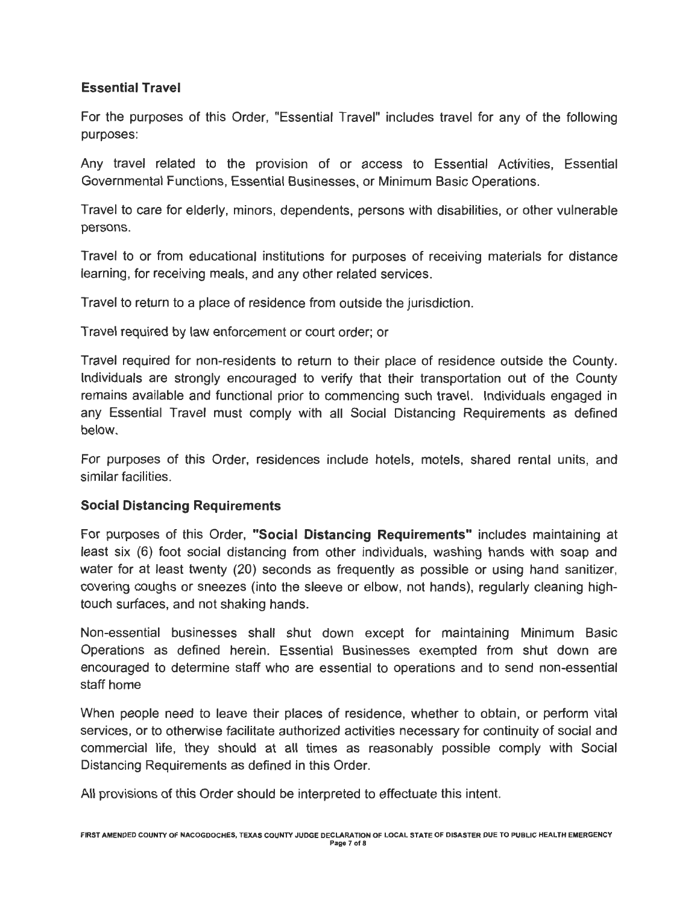### Essential Travel

For the purposes of this Order, "Essential Travel" includes travel for any of the following purposes:

Any travel related to the provision of or access to Essential Activities, Essential Governmental Functions, Essential Businesses, or Minimum Basic Operations.

Travel to care for elderly, minors, dependents, persons with disabilities, or other vulnerable persons.

Travel to or from educational institutions for purposes of receiving materials for distance learning, for receiving meals, and any other related services.

Travel to return to a place of residence from outside the jurisdiction.

Travel required by law enforcement or court order; or

Travel required for non-residents to return to their place of residence outside the County. Individuals are strongly encouraged to verify that their transportation out of the County remains available and functional prior to commencing such travel. Individuals engaged in any Essential Travel must comply with all Social Distancing Requirements as defined below.

For purposes of this Order, residences include hotels, motels, shared rental units, and similar facilities.

### Social Distancing Requirements

For purposes of this Order, **"Social Distancing Requirements"** includes maintaining at least six (6) foot social distancing from other individuals, washing hands with soap and water for at least twenty (20) seconds as frequently as possible or using hand sanitizer, covering coughs or sneezes (into the sleeve or elbow, not hands), regularly cleaning high-touch surfaces, and not shaking hands.

Non-essential businesses shall shut down except for maintaining Minimum Basic Operations as defined herein. Essential Businesses exempted from shut down are encouraged to determine staff who are essential to operations and to send non-essential staff home

When people need to leave their places of residence, whether to obtain, or perform vital services, or to otherwise facilitate authorized activities necessary for continuity of social and commercial life, they should at all times as reasonably possible comply with Social Distancing Requirements as defined in this Order.

All provisions of this Order should be interpreted to effectuate this intent.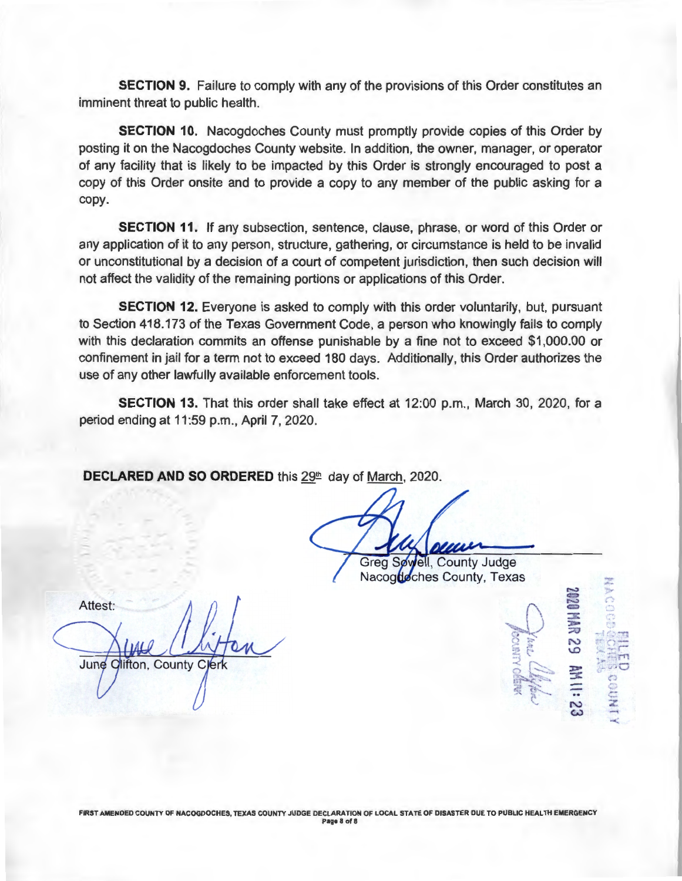**SECTION 9.** Failure to comply with any of the provisions of this Order constitutes an imminent threat to public health.

**SECTION 10.** Nacogdoches County must promptly provide copies of this Order by posting it on the Nacogdoches County website. In addition, the owner, manager, or operator of any facility that is likely to be impacted by this Order is strongly encouraged to post a copy of this Order onsite and to provide a copy to any member of the public asking for a copy.

**SECTION 11.** If any subsection, sentence, clause, phrase, or word of this Order or any application of it to any person, structure, gathering, or circumstance is held to be invalid or unconstitutional by a decision of a court of competent jurisdiction, then such decision will not affect the validity of the remaining portions or applications of this Order.

**SECTION 12.** Everyone is asked to comply with this order voluntarily, but, pursuant to Section 418.173 of the Texas Government Code, a person who knowingly fails to comply with this declaration commits an offense punishable by a fine not to exceed $1,000.00 or confinement in jail for a term not to exceed 180 days. Additionally, this Order authorizes the use of any other lawfully available enforcement tools.

**SECTION 13.** That this order shall take effect at 12:00 p.m., March 30, 2020, for a period ending at 11:59 p.m., April 7, 2020.

**DECLARED AND SO ORDERED** this 29th day of March, 2020.

Greg Sowell, County Judge
Nacogdoches County, Texas

Attest:

June Clifton, County Clerk

FILED
NACOGDOCHES COUNTY
TEXAS
2020 MAR 29 AM 11:23
COUNTY CLERK

FIRST AMENDED COUNTY OF NACOGDOCHES, TEXAS COUNTY JUDGE DECLARATION OF LOCAL STATE OF DISASTER DUE TO PUBLIC HEALTH EMERGENCY